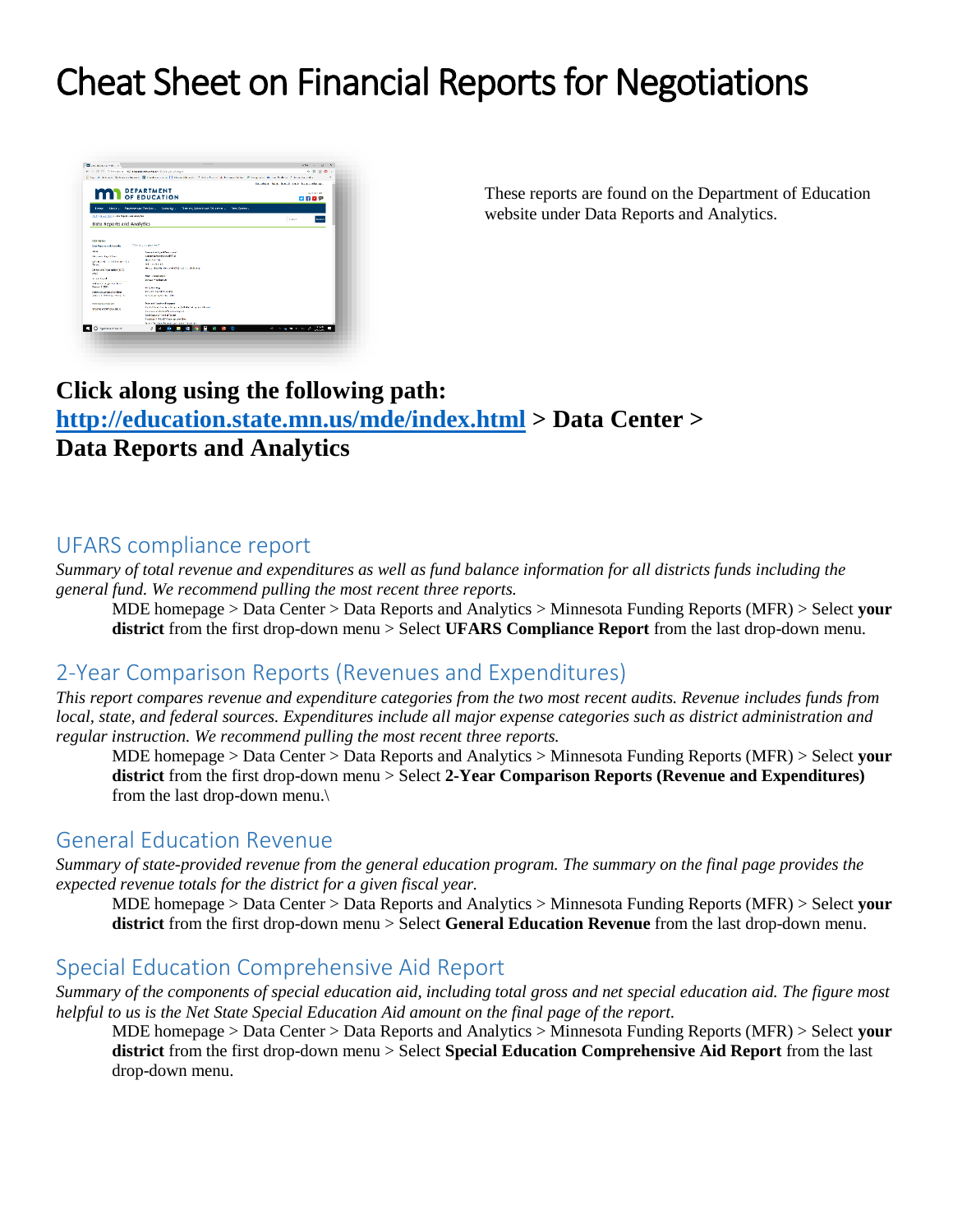# Cheat Sheet on Financial Reports for Negotiations

These reports are found on the Department of Education website under Data Reports and Analytics.

**Click along using the following path:**
**[http://education.state.mn.us/mde/index.html](http://education.state.mn.us/mde/index.html) > Data Center > Data Reports and Analytics**

## UFARS compliance report

*Summary of total revenue and expenditures as well as fund balance information for all districts funds including the general fund. We recommend pulling the most recent three reports.*

MDE homepage > Data Center > Data Reports and Analytics > Minnesota Funding Reports (MFR) > Select **your district** from the first drop-down menu > Select **UFARS Compliance Report** from the last drop-down menu.

## 2-Year Comparison Reports (Revenues and Expenditures)

*This report compares revenue and expenditure categories from the two most recent audits. Revenue includes funds from local, state, and federal sources. Expenditures include all major expense categories such as district administration and regular instruction. We recommend pulling the most recent three reports.*

MDE homepage > Data Center > Data Reports and Analytics > Minnesota Funding Reports (MFR) > Select **your district** from the first drop-down menu > Select **2-Year Comparison Reports (Revenue and Expenditures)** from the last drop-down menu.\

## General Education Revenue

*Summary of state-provided revenue from the general education program. The summary on the final page provides the expected revenue totals for the district for a given fiscal year.*

MDE homepage > Data Center > Data Reports and Analytics > Minnesota Funding Reports (MFR) > Select **your district** from the first drop-down menu > Select **General Education Revenue** from the last drop-down menu.

## Special Education Comprehensive Aid Report

*Summary of the components of special education aid, including total gross and net special education aid. The figure most helpful to us is the Net State Special Education Aid amount on the final page of the report.*

MDE homepage > Data Center > Data Reports and Analytics > Minnesota Funding Reports (MFR) > Select **your district** from the first drop-down menu > Select **Special Education Comprehensive Aid Report** from the last drop-down menu.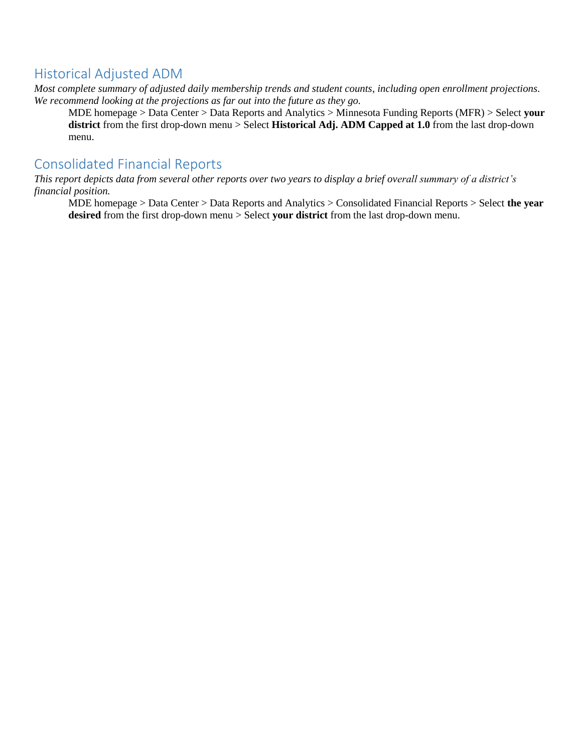## Historical Adjusted ADM

*Most complete summary of adjusted daily membership trends and student counts, including open enrollment projections. We recommend looking at the projections as far out into the future as they go.*

MDE homepage > Data Center > Data Reports and Analytics > Minnesota Funding Reports (MFR) > Select **your district** from the first drop-down menu > Select **Historical Adj. ADM Capped at 1.0** from the last drop-down menu.

## Consolidated Financial Reports

*This report depicts data from several other reports over two years to display a brief overall summary of a district's financial position.*

MDE homepage > Data Center > Data Reports and Analytics > Consolidated Financial Reports > Select **the year desired** from the first drop-down menu > Select **your district** from the last drop-down menu.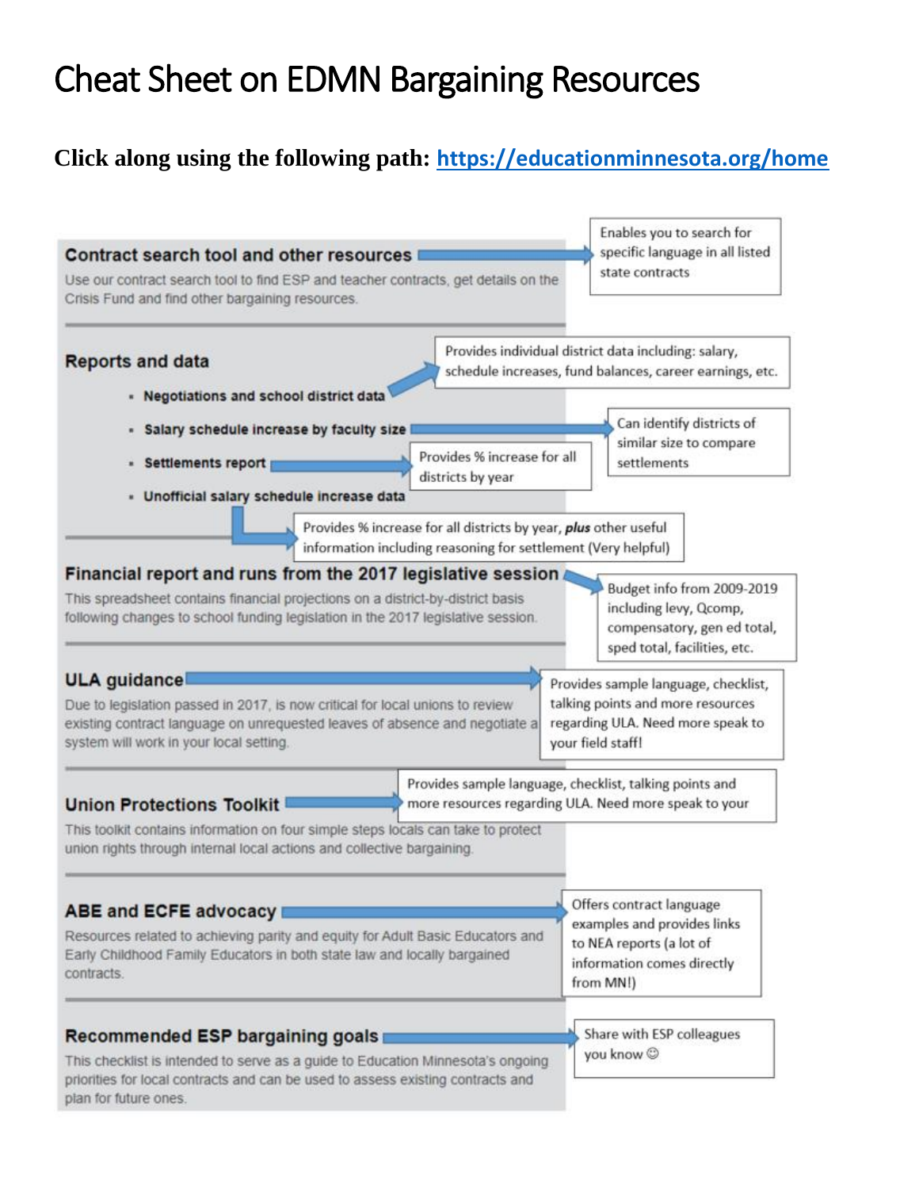# Cheat Sheet on EDMN Bargaining Resources

**Click along using the following path: [https://educationminnesota.org/home](https://educationminnesota.org/home)**

## Contract search tool and other resources

Use our contract search tool to find ESP and teacher contracts, get details on the Crisis Fund and find other bargaining resources.

→ Enables you to search for specific language in all listed state contracts

## Reports and data

- **Negotiations and school district data** → Provides individual district data including: salary, schedule increases, fund balances, career earnings, etc.
- **Salary schedule increase by faculty size** → Can identify districts of similar size to compare settlements
- **Settlements report** → Provides % increase for all districts by year
- **Unofficial salary schedule increase data** → Provides % increase for all districts by year, ***plus*** other useful information including reasoning for settlement (Very helpful)

## Financial report and runs from the 2017 legislative session

This spreadsheet contains financial projections on a district-by-district basis following changes to school funding legislation in the 2017 legislative session.

→ Budget info from 2009-2019 including levy, Qcomp, compensatory, gen ed total, sped total, facilities, etc.

## ULA guidance

Due to legislation passed in 2017, is now critical for local unions to review existing contract language on unrequested leaves of absence and negotiate a system will work in your local setting.

→ Provides sample language, checklist, talking points and more resources regarding ULA. Need more speak to your field staff!

## Union Protections Toolkit

This toolkit contains information on four simple steps locals can take to protect union rights through internal local actions and collective bargaining.

→ Provides sample language, checklist, talking points and more resources regarding ULA. Need more speak to your

## ABE and ECFE advocacy

Resources related to achieving parity and equity for Adult Basic Educators and Early Childhood Family Educators in both state law and locally bargained contracts.

→ Offers contract language examples and provides links to NEA reports (a lot of information comes directly from MN!)

## Recommended ESP bargaining goals

This checklist is intended to serve as a guide to Education Minnesota's ongoing priorities for local contracts and can be used to assess existing contracts and plan for future ones.

→ Share with ESP colleagues you know ☺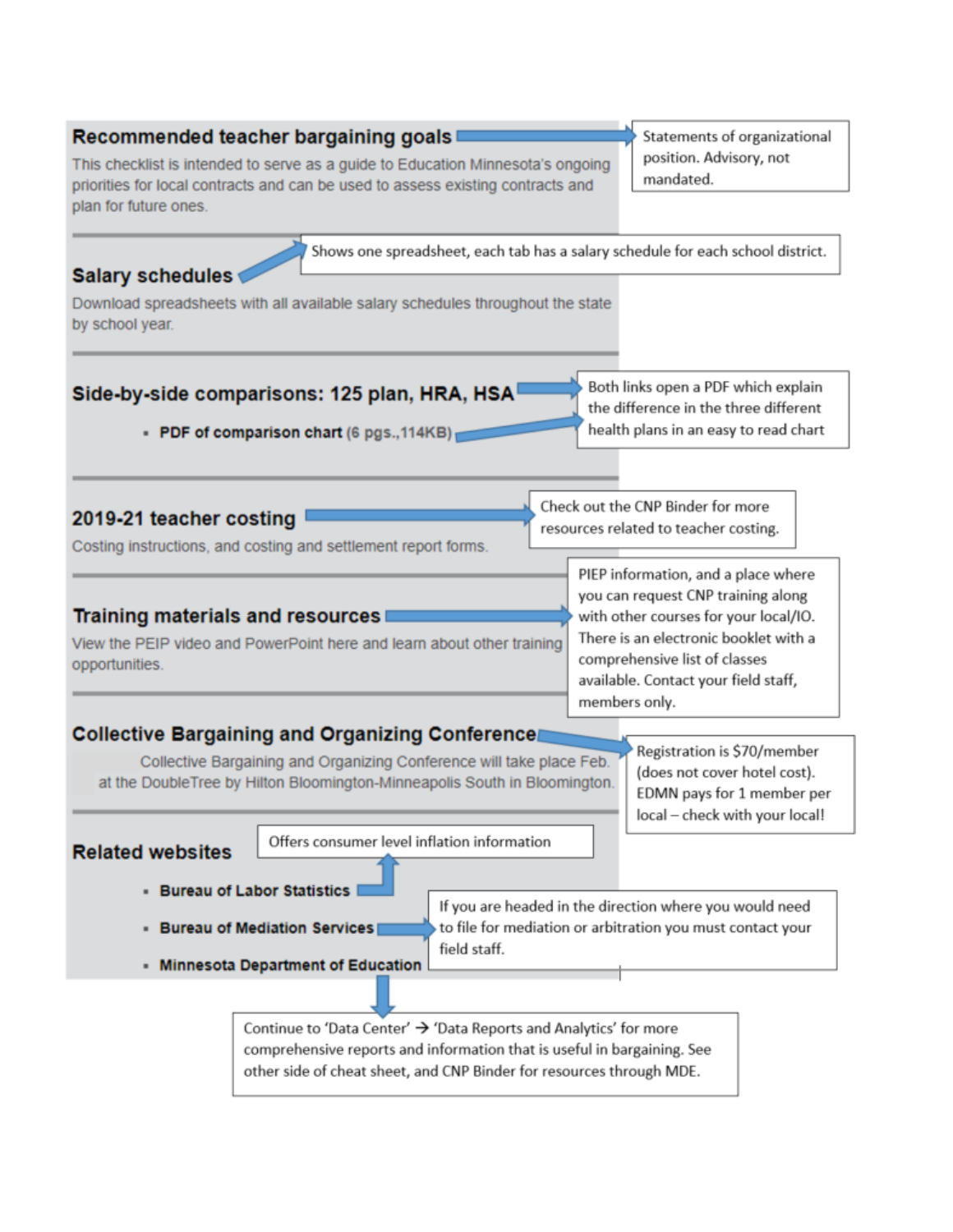## Recommended teacher bargaining goals

This checklist is intended to serve as a guide to Education Minnesota's ongoing priorities for local contracts and can be used to assess existing contracts and plan for future ones.

Statements of organizational position. Advisory, not mandated.

## Salary schedules

Download spreadsheets with all available salary schedules throughout the state by school year.

Shows one spreadsheet, each tab has a salary schedule for each school district.

## Side-by-side comparisons: 125 plan, HRA, HSA

- **PDF of comparison chart** (6 pgs.,114KB)

Both links open a PDF which explain the difference in the three different health plans in an easy to read chart

## 2019-21 teacher costing

Costing instructions, and costing and settlement report forms.

Check out the CNP Binder for more resources related to teacher costing.

## Training materials and resources

View the PEIP video and PowerPoint here and learn about other training opportunities.

PIEP information, and a place where you can request CNP training along with other courses for your local/IO. There is an electronic booklet with a comprehensive list of classes available. Contact your field staff, members only.

## Collective Bargaining and Organizing Conference

Collective Bargaining and Organizing Conference will take place Feb. at the DoubleTree by Hilton Bloomington-Minneapolis South in Bloomington.

Registration is $70/member (does not cover hotel cost). EDMN pays for 1 member per local – check with your local!

## Related websites

- **Bureau of Labor Statistics**
- **Bureau of Mediation Services**
- **Minnesota Department of Education**

Bureau of Labor Statistics: Offers consumer level inflation information

Bureau of Mediation Services: If you are headed in the direction where you would need to file for mediation or arbitration you must contact your field staff.

Minnesota Department of Education: Continue to 'Data Center' → 'Data Reports and Analytics' for more comprehensive reports and information that is useful in bargaining. See other side of cheat sheet, and CNP Binder for resources through MDE.